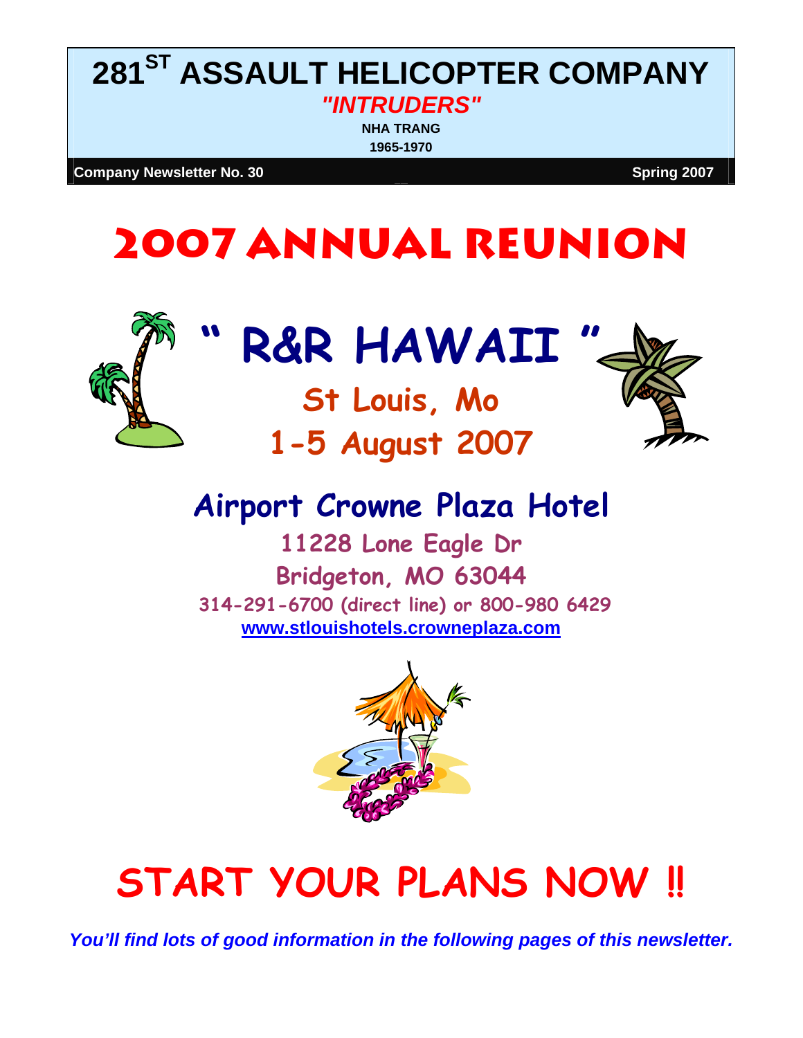# 281[ST] ASSAULT HELICOPTER COMPANY

***"INTRUDERS"***

**NHA TRANG**

**1965-1970**

**Company Newsletter No. 30** **Spring 2007**

# 2007 ANNUAL REUNION

## " R&R HAWAII "

### St Louis, Mo

### 1-5 August 2007

## Airport Crowne Plaza Hotel

**11228 Lone Eagle Dr**

**Bridgeton, MO 63044**

**314-291-6700 (direct line) or 800-980 6429**

**www.stlouishotels.crowneplaza.com**

# START YOUR PLANS NOW !!

***You'll find lots of good information in the following pages of this newsletter.***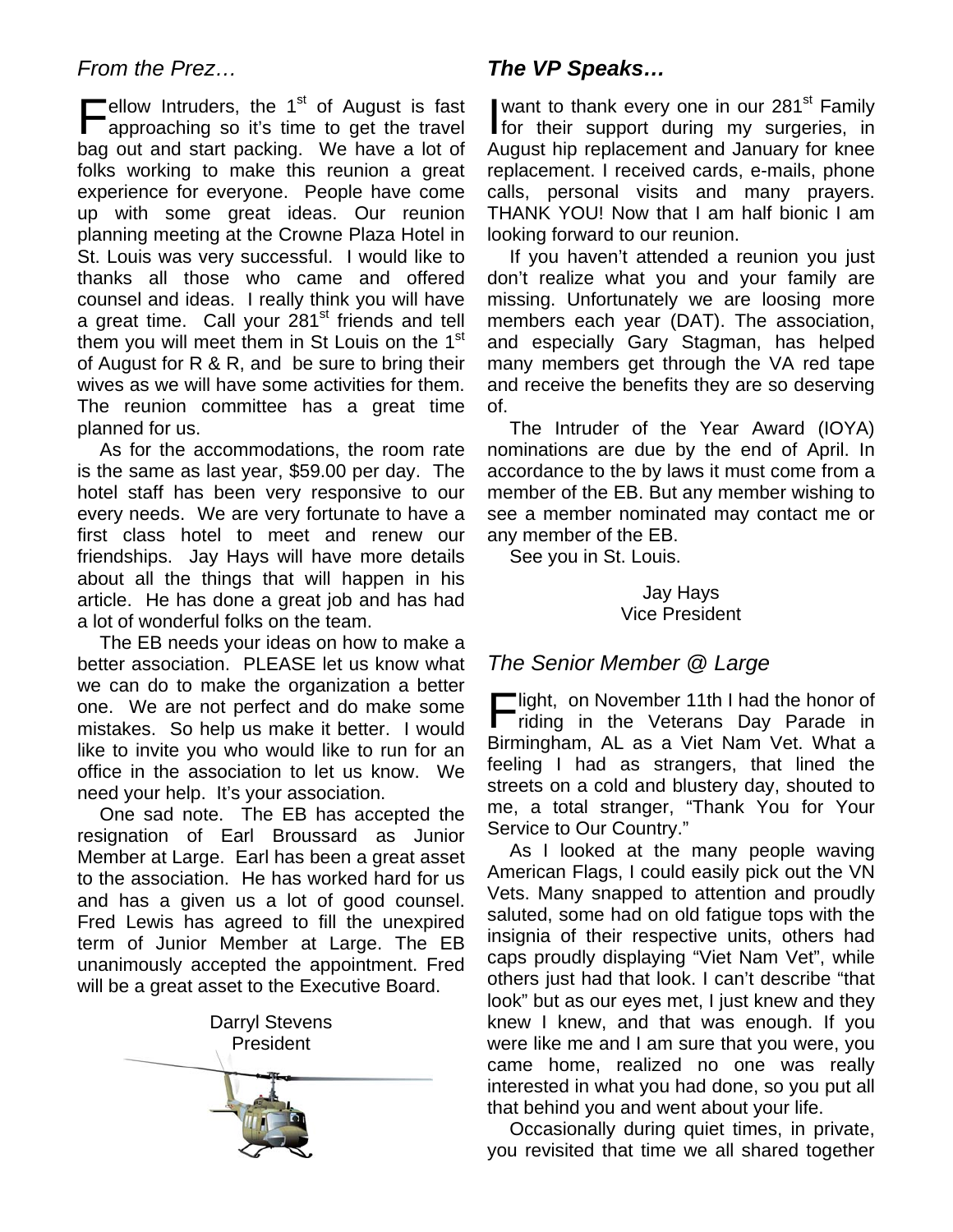## From the Prez…

Fellow Intruders, the 1st of August is fast approaching so it's time to get the travel bag out and start packing. We have a lot of folks working to make this reunion a great experience for everyone. People have come up with some great ideas. Our reunion planning meeting at the Crowne Plaza Hotel in St. Louis was very successful. I would like to thanks all those who came and offered counsel and ideas. I really think you will have a great time. Call your 281st friends and tell them you will meet them in St Louis on the 1st of August for R & R, and be sure to bring their wives as we will have some activities for them. The reunion committee has a great time planned for us.

As for the accommodations, the room rate is the same as last year, $59.00 per day. The hotel staff has been very responsive to our every needs. We are very fortunate to have a first class hotel to meet and renew our friendships. Jay Hays will have more details about all the things that will happen in his article. He has done a great job and has had a lot of wonderful folks on the team.

The EB needs your ideas on how to make a better association. PLEASE let us know what we can do to make the organization a better one. We are not perfect and do make some mistakes. So help us make it better. I would like to invite you who would like to run for an office in the association to let us know. We need your help. It's your association.

One sad note. The EB has accepted the resignation of Earl Broussard as Junior Member at Large. Earl has been a great asset to the association. He has worked hard for us and has a given us a lot of good counsel. Fred Lewis has agreed to fill the unexpired term of Junior Member at Large. The EB unanimously accepted the appointment. Fred will be a great asset to the Executive Board.

Darryl Stevens
President

## The VP Speaks…

I want to thank every one in our 281st Family for their support during my surgeries, in August hip replacement and January for knee replacement. I received cards, e-mails, phone calls, personal visits and many prayers. THANK YOU! Now that I am half bionic I am looking forward to our reunion.

If you haven't attended a reunion you just don't realize what you and your family are missing. Unfortunately we are loosing more members each year (DAT). The association, and especially Gary Stagman, has helped many members get through the VA red tape and receive the benefits they are so deserving of.

The Intruder of the Year Award (IOYA) nominations are due by the end of April. In accordance to the by laws it must come from a member of the EB. But any member wishing to see a member nominated may contact me or any member of the EB.

See you in St. Louis.

Jay Hays
Vice President

## The Senior Member @ Large

Flight, on November 11th I had the honor of riding in the Veterans Day Parade in Birmingham, AL as a Viet Nam Vet. What a feeling I had as strangers, that lined the streets on a cold and blustery day, shouted to me, a total stranger, "Thank You for Your Service to Our Country."

As I looked at the many people waving American Flags, I could easily pick out the VN Vets. Many snapped to attention and proudly saluted, some had on old fatigue tops with the insignia of their respective units, others had caps proudly displaying "Viet Nam Vet", while others just had that look. I can't describe "that look" but as our eyes met, I just knew and they knew I knew, and that was enough. If you were like me and I am sure that you were, you came home, realized no one was really interested in what you had done, so you put all that behind you and went about your life.

Occasionally during quiet times, in private, you revisited that time we all shared together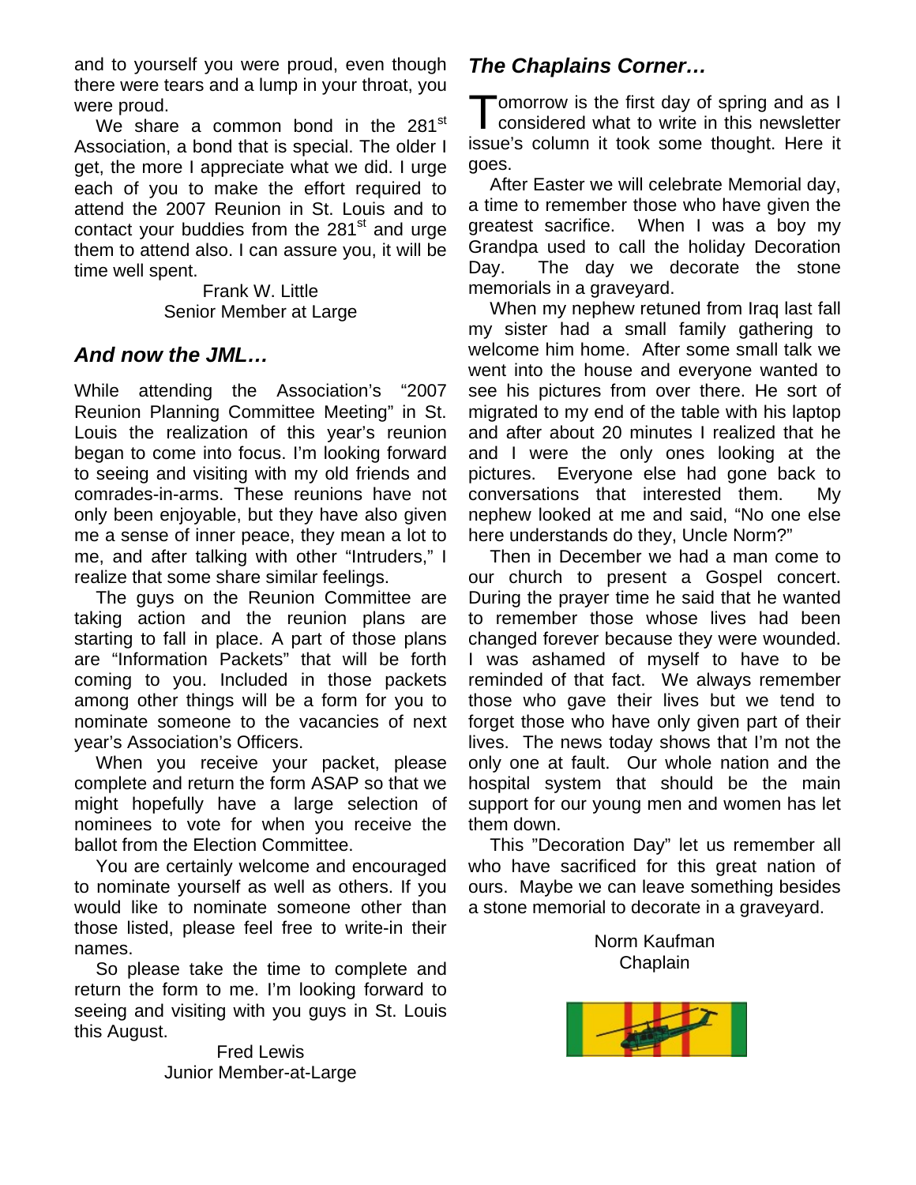and to yourself you were proud, even though there were tears and a lump in your throat, you were proud.

We share a common bond in the 281st Association, a bond that is special. The older I get, the more I appreciate what we did. I urge each of you to make the effort required to attend the 2007 Reunion in St. Louis and to contact your buddies from the 281st and urge them to attend also. I can assure you, it will be time well spent.

Frank W. Little
Senior Member at Large

## *And now the JML…*

While attending the Association's "2007 Reunion Planning Committee Meeting" in St. Louis the realization of this year's reunion began to come into focus. I'm looking forward to seeing and visiting with my old friends and comrades-in-arms. These reunions have not only been enjoyable, but they have also given me a sense of inner peace, they mean a lot to me, and after talking with other "Intruders," I realize that some share similar feelings.

The guys on the Reunion Committee are taking action and the reunion plans are starting to fall in place. A part of those plans are "Information Packets" that will be forth coming to you. Included in those packets among other things will be a form for you to nominate someone to the vacancies of next year's Association's Officers.

When you receive your packet, please complete and return the form ASAP so that we might hopefully have a large selection of nominees to vote for when you receive the ballot from the Election Committee.

You are certainly welcome and encouraged to nominate yourself as well as others. If you would like to nominate someone other than those listed, please feel free to write-in their names.

So please take the time to complete and return the form to me. I'm looking forward to seeing and visiting with you guys in St. Louis this August.

Fred Lewis
Junior Member-at-Large

## *The Chaplains Corner…*

Tomorrow is the first day of spring and as I considered what to write in this newsletter issue's column it took some thought. Here it goes.

After Easter we will celebrate Memorial day, a time to remember those who have given the greatest sacrifice. When I was a boy my Grandpa used to call the holiday Decoration Day. The day we decorate the stone memorials in a graveyard.

When my nephew retuned from Iraq last fall my sister had a small family gathering to welcome him home. After some small talk we went into the house and everyone wanted to see his pictures from over there. He sort of migrated to my end of the table with his laptop and after about 20 minutes I realized that he and I were the only ones looking at the pictures. Everyone else had gone back to conversations that interested them. My nephew looked at me and said, "No one else here understands do they, Uncle Norm?"

Then in December we had a man come to our church to present a Gospel concert. During the prayer time he said that he wanted to remember those whose lives had been changed forever because they were wounded. I was ashamed of myself to have to be reminded of that fact. We always remember those who gave their lives but we tend to forget those who have only given part of their lives. The news today shows that I'm not the only one at fault. Our whole nation and the hospital system that should be the main support for our young men and women has let them down.

This "Decoration Day" let us remember all who have sacrificed for this great nation of ours. Maybe we can leave something besides a stone memorial to decorate in a graveyard.

Norm Kaufman
Chaplain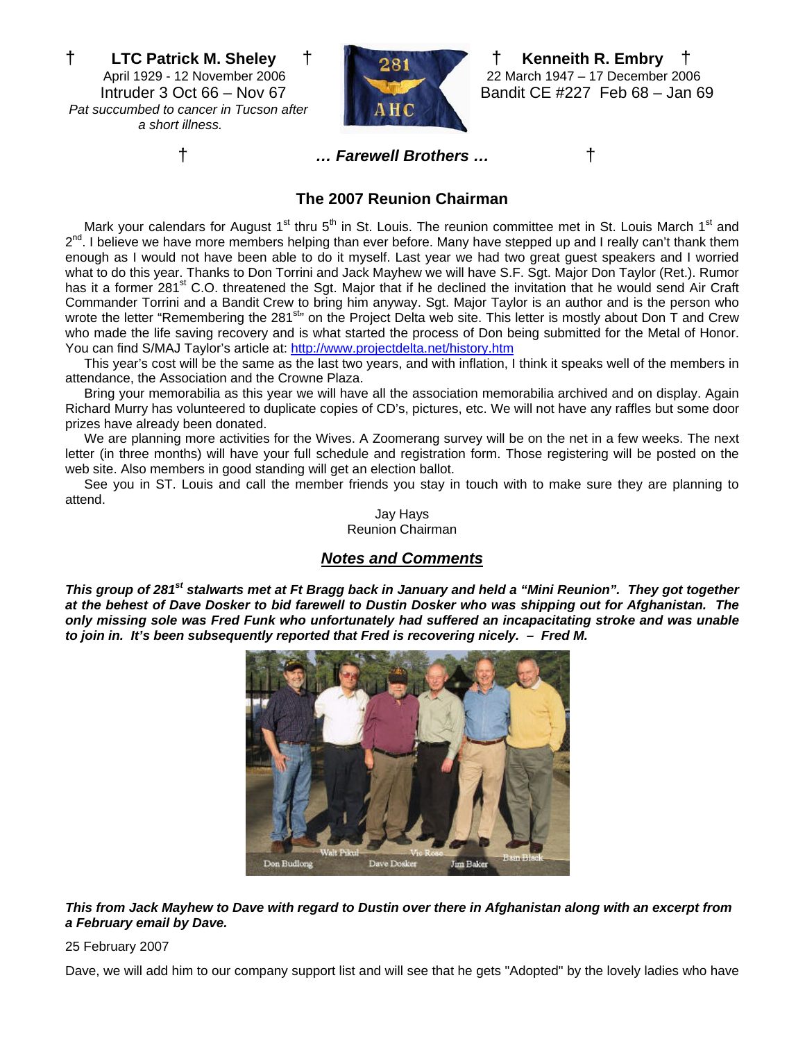† **LTC Patrick M. Sheley** †
April 1929 - 12 November 2006
Intruder 3 Oct 66 – Nov 67
*Pat succumbed to cancer in Tucson after a short illness.*

† **Kenneith R. Embry** †
22 March 1947 – 17 December 2006
Bandit CE #227 Feb 68 – Jan 69

† ***… Farewell Brothers …*** †

## The 2007 Reunion Chairman

Mark your calendars for August 1st thru 5th in St. Louis. The reunion committee met in St. Louis March 1st and 2nd. I believe we have more members helping than ever before. Many have stepped up and I really can't thank them enough as I would not have been able to do it myself. Last year we had two great guest speakers and I worried what to do this year. Thanks to Don Torrini and Jack Mayhew we will have S.F. Sgt. Major Don Taylor (Ret.). Rumor has it a former 281st C.O. threatened the Sgt. Major that if he declined the invitation that he would send Air Craft Commander Torrini and a Bandit Crew to bring him anyway. Sgt. Major Taylor is an author and is the person who wrote the letter "Remembering the 281st" on the Project Delta web site. This letter is mostly about Don T and Crew who made the life saving recovery and is what started the process of Don being submitted for the Metal of Honor. You can find S/MAJ Taylor's article at: http://www.projectdelta.net/history.htm

This year's cost will be the same as the last two years, and with inflation, I think it speaks well of the members in attendance, the Association and the Crowne Plaza.

Bring your memorabilia as this year we will have all the association memorabilia archived and on display. Again Richard Murry has volunteered to duplicate copies of CD's, pictures, etc. We will not have any raffles but some door prizes have already been donated.

We are planning more activities for the Wives. A Zoomerang survey will be on the net in a few weeks. The next letter (in three months) will have your full schedule and registration form. Those registering will be posted on the web site. Also members in good standing will get an election ballot.

See you in ST. Louis and call the member friends you stay in touch with to make sure they are planning to attend.

Jay Hays
Reunion Chairman

## *Notes and Comments*

***This group of 281st stalwarts met at Ft Bragg back in January and held a "Mini Reunion". They got together at the behest of Dave Dosker to bid farewell to Dustin Dosker who was shipping out for Afghanistan. The only missing sole was Fred Funk who unfortunately had suffered an incapacitating stroke and was unable to join in. It's been subsequently reported that Fred is recovering nicely. – Fred M.***

Don Budlong, Walt Pikul, Dave Dosker, Vic Rose, Jim Baker, Bam Black

***This from Jack Mayhew to Dave with regard to Dustin over there in Afghanistan along with an excerpt from a February email by Dave.***

25 February 2007

Dave, we will add him to our company support list and will see that he gets "Adopted" by the lovely ladies who have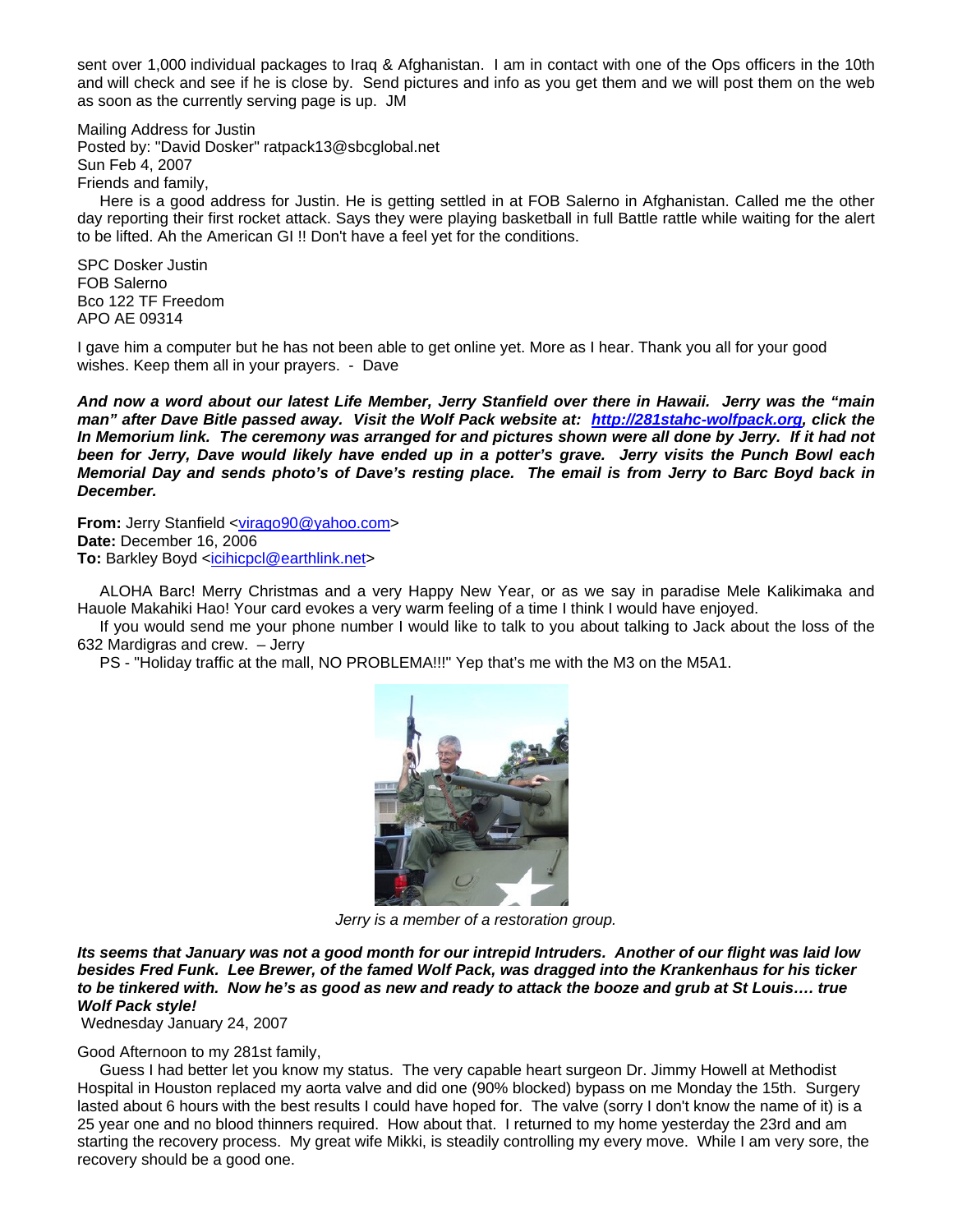sent over 1,000 individual packages to Iraq & Afghanistan. I am in contact with one of the Ops officers in the 10th and will check and see if he is close by. Send pictures and info as you get them and we will post them on the web as soon as the currently serving page is up. JM

Mailing Address for Justin
Posted by: "David Dosker" ratpack13@sbcglobal.net
Sun Feb 4, 2007
Friends and family,

Here is a good address for Justin. He is getting settled in at FOB Salerno in Afghanistan. Called me the other day reporting their first rocket attack. Says they were playing basketball in full Battle rattle while waiting for the alert to be lifted. Ah the American GI !! Don't have a feel yet for the conditions.

SPC Dosker Justin
FOB Salerno
Bco 122 TF Freedom
APO AE 09314

I gave him a computer but he has not been able to get online yet. More as I hear. Thank you all for your good wishes. Keep them all in your prayers. - Dave

***And now a word about our latest Life Member, Jerry Stanfield over there in Hawaii. Jerry was the "main man" after Dave Bitle passed away. Visit the Wolf Pack website at: [http://281stahc-wolfpack.org](http://281stahc-wolfpack.org), click the In Memorium link. The ceremony was arranged for and pictures shown were all done by Jerry. If it had not been for Jerry, Dave would likely have ended up in a potter's grave. Jerry visits the Punch Bowl each Memorial Day and sends photo's of Dave's resting place. The email is from Jerry to Barc Boyd back in December.***

**From:** Jerry Stanfield <virago90@yahoo.com>
**Date:** December 16, 2006
**To:** Barkley Boyd <icihicpcl@earthlink.net>

ALOHA Barc! Merry Christmas and a very Happy New Year, or as we say in paradise Mele Kalikimaka and Hauole Makahiki Hao! Your card evokes a very warm feeling of a time I think I would have enjoyed.

If you would send me your phone number I would like to talk to you about talking to Jack about the loss of the 632 Mardigras and crew. – Jerry

PS - "Holiday traffic at the mall, NO PROBLEMA!!!" Yep that's me with the M3 on the M5A1.

*Jerry is a member of a restoration group.*

***Its seems that January was not a good month for our intrepid Intruders. Another of our flight was laid low besides Fred Funk. Lee Brewer, of the famed Wolf Pack, was dragged into the Krankenhaus for his ticker to be tinkered with. Now he's as good as new and ready to attack the booze and grub at St Louis…. true Wolf Pack style!***

Wednesday January 24, 2007

Good Afternoon to my 281st family,

Guess I had better let you know my status. The very capable heart surgeon Dr. Jimmy Howell at Methodist Hospital in Houston replaced my aorta valve and did one (90% blocked) bypass on me Monday the 15th. Surgery lasted about 6 hours with the best results I could have hoped for. The valve (sorry I don't know the name of it) is a 25 year one and no blood thinners required. How about that. I returned to my home yesterday the 23rd and am starting the recovery process. My great wife Mikki, is steadily controlling my every move. While I am very sore, the recovery should be a good one.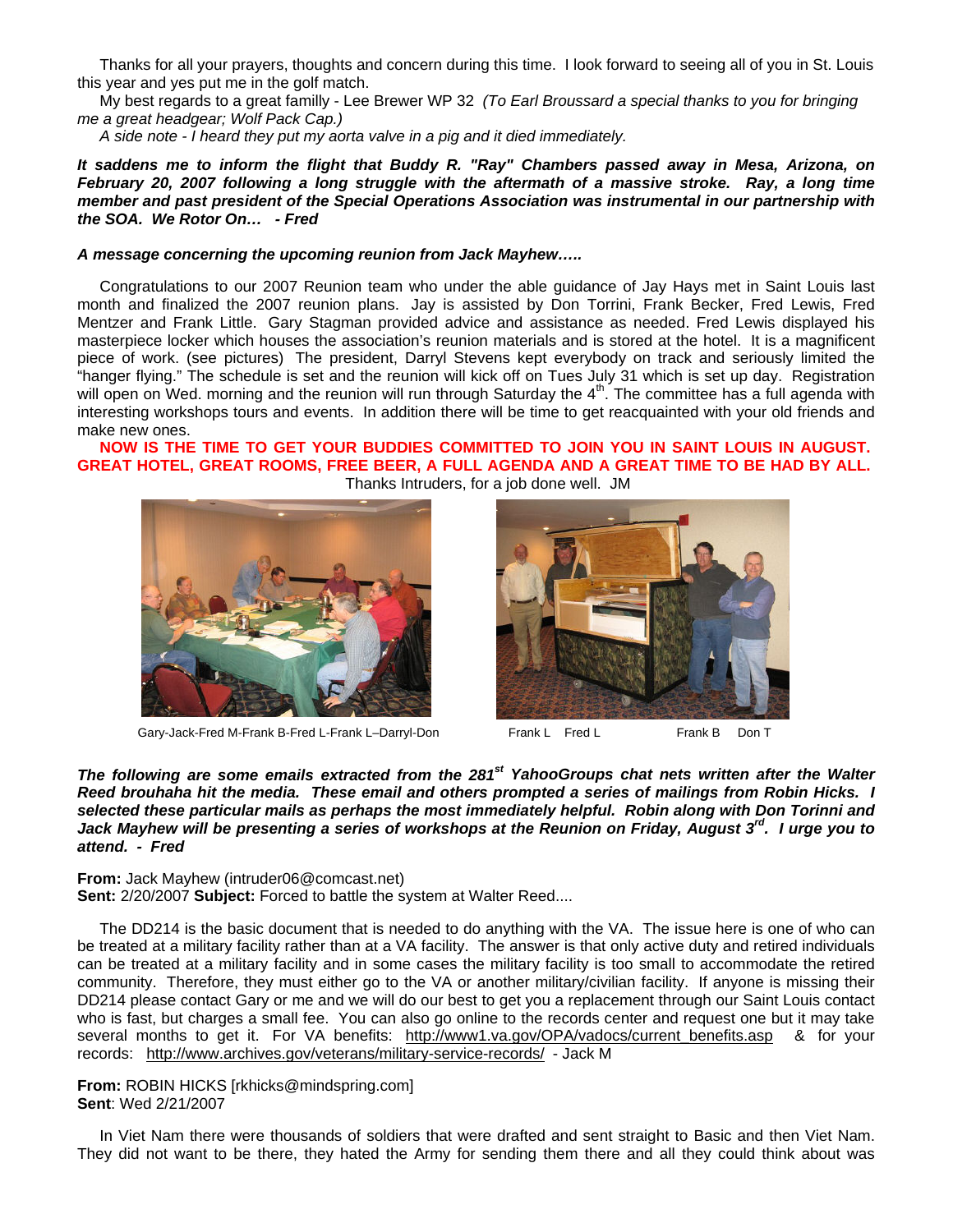Thanks for all your prayers, thoughts and concern during this time. I look forward to seeing all of you in St. Louis this year and yes put me in the golf match.

My best regards to a great familly - Lee Brewer WP 32 *(To Earl Broussard a special thanks to you for bringing me a great headgear; Wolf Pack Cap.)*

*A side note - I heard they put my aorta valve in a pig and it died immediately.*

***It saddens me to inform the flight that Buddy R. "Ray" Chambers passed away in Mesa, Arizona, on February 20, 2007 following a long struggle with the aftermath of a massive stroke. Ray, a long time member and past president of the Special Operations Association was instrumental in our partnership with the SOA. We Rotor On… - Fred***

***A message concerning the upcoming reunion from Jack Mayhew…..***

Congratulations to our 2007 Reunion team who under the able guidance of Jay Hays met in Saint Louis last month and finalized the 2007 reunion plans. Jay is assisted by Don Torrini, Frank Becker, Fred Lewis, Fred Mentzer and Frank Little. Gary Stagman provided advice and assistance as needed. Fred Lewis displayed his masterpiece locker which houses the association's reunion materials and is stored at the hotel. It is a magnificent piece of work. (see pictures) The president, Darryl Stevens kept everybody on track and seriously limited the "hanger flying." The schedule is set and the reunion will kick off on Tues July 31 which is set up day. Registration will open on Wed. morning and the reunion will run through Saturday the 4th. The committee has a full agenda with interesting workshops tours and events. In addition there will be time to get reacquainted with your old friends and make new ones.

**NOW IS THE TIME TO GET YOUR BUDDIES COMMITTED TO JOIN YOU IN SAINT LOUIS IN AUGUST. GREAT HOTEL, GREAT ROOMS, FREE BEER, A FULL AGENDA AND A GREAT TIME TO BE HAD BY ALL.**

Thanks Intruders, for a job done well. JM

Gary-Jack-Fred M-Frank B-Fred L-Frank L–Darryl-Don

Frank L Fred L Frank B Don T

***The following are some emails extracted from the 281st YahooGroups chat nets written after the Walter Reed brouhaha hit the media. These email and others prompted a series of mailings from Robin Hicks. I selected these particular mails as perhaps the most immediately helpful. Robin along with Don Torinni and Jack Mayhew will be presenting a series of workshops at the Reunion on Friday, August 3rd. I urge you to attend. - Fred***

**From:** Jack Mayhew (intruder06@comcast.net)
**Sent:** 2/20/2007 **Subject:** Forced to battle the system at Walter Reed....

The DD214 is the basic document that is needed to do anything with the VA. The issue here is one of who can be treated at a military facility rather than at a VA facility. The answer is that only active duty and retired individuals can be treated at a military facility and in some cases the military facility is too small to accommodate the retired community. Therefore, they must either go to the VA or another military/civilian facility. If anyone is missing their DD214 please contact Gary or me and we will do our best to get you a replacement through our Saint Louis contact who is fast, but charges a small fee. You can also go online to the records center and request one but it may take several months to get it. For VA benefits: http://www1.va.gov/OPA/vadocs/current_benefits.asp & for your records: http://www.archives.gov/veterans/military-service-records/ - Jack M

**From:** ROBIN HICKS [rkhicks@mindspring.com]
**Sent**: Wed 2/21/2007

In Viet Nam there were thousands of soldiers that were drafted and sent straight to Basic and then Viet Nam. They did not want to be there, they hated the Army for sending them there and all they could think about was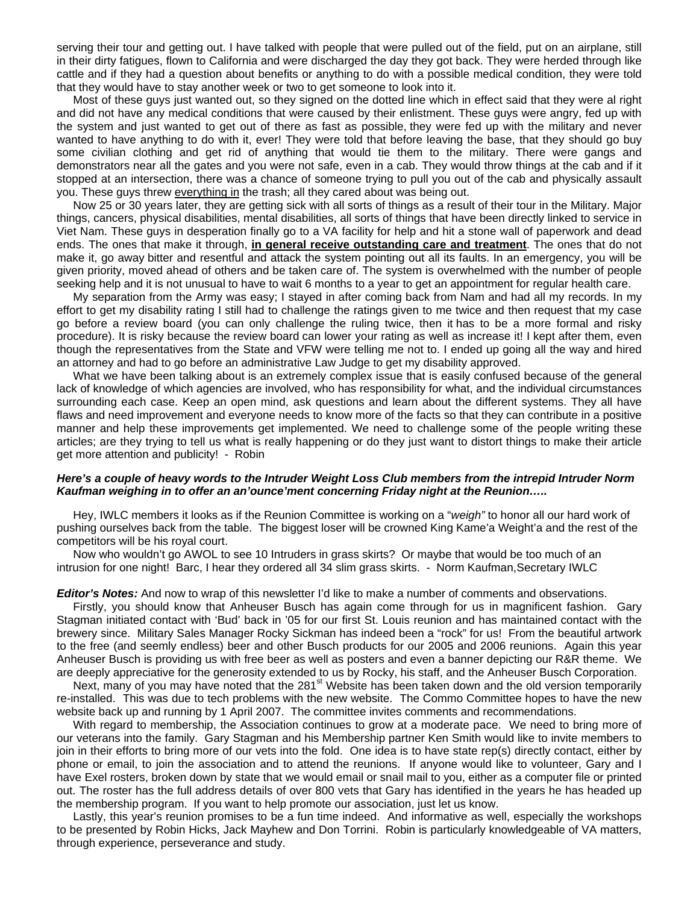serving their tour and getting out. I have talked with people that were pulled out of the field, put on an airplane, still in their dirty fatigues, flown to California and were discharged the day they got back. They were herded through like cattle and if they had a question about benefits or anything to do with a possible medical condition, they were told that they would have to stay another week or two to get someone to look into it.

Most of these guys just wanted out, so they signed on the dotted line which in effect said that they were al right and did not have any medical conditions that were caused by their enlistment. These guys were angry, fed up with the system and just wanted to get out of there as fast as possible, they were fed up with the military and never wanted to have anything to do with it, ever! They were told that before leaving the base, that they should go buy some civilian clothing and get rid of anything that would tie them to the military. There were gangs and demonstrators near all the gates and you were not safe, even in a cab. They would throw things at the cab and if it stopped at an intersection, there was a chance of someone trying to pull you out of the cab and physically assault you. These guys threw everything in the trash; all they cared about was being out.

Now 25 or 30 years later, they are getting sick with all sorts of things as a result of their tour in the Military. Major things, cancers, physical disabilities, mental disabilities, all sorts of things that have been directly linked to service in Viet Nam. These guys in desperation finally go to a VA facility for help and hit a stone wall of paperwork and dead ends. The ones that make it through, **in general receive outstanding care and treatment**. The ones that do not make it, go away bitter and resentful and attack the system pointing out all its faults. In an emergency, you will be given priority, moved ahead of others and be taken care of. The system is overwhelmed with the number of people seeking help and it is not unusual to have to wait 6 months to a year to get an appointment for regular health care.

My separation from the Army was easy; I stayed in after coming back from Nam and had all my records. In my effort to get my disability rating I still had to challenge the ratings given to me twice and then request that my case go before a review board (you can only challenge the ruling twice, then it has to be a more formal and risky procedure). It is risky because the review board can lower your rating as well as increase it! I kept after them, even though the representatives from the State and VFW were telling me not to. I ended up going all the way and hired an attorney and had to go before an administrative Law Judge to get my disability approved.

What we have been talking about is an extremely complex issue that is easily confused because of the general lack of knowledge of which agencies are involved, who has responsibility for what, and the individual circumstances surrounding each case. Keep an open mind, ask questions and learn about the different systems. They all have flaws and need improvement and everyone needs to know more of the facts so that they can contribute in a positive manner and help these improvements get implemented. We need to challenge some of the people writing these articles; are they trying to tell us what is really happening or do they just want to distort things to make their article get more attention and publicity! - Robin

***Here's a couple of heavy words to the Intruder Weight Loss Club members from the intrepid Intruder Norm Kaufman weighing in to offer an an'ounce'ment concerning Friday night at the Reunion…..***

Hey, IWLC members it looks as if the Reunion Committee is working on a "*weigh"* to honor all our hard work of pushing ourselves back from the table. The biggest loser will be crowned King Kame'a Weight'a and the rest of the competitors will be his royal court.

Now who wouldn't go AWOL to see 10 Intruders in grass skirts? Or maybe that would be too much of an intrusion for one night! Barc, I hear they ordered all 34 slim grass skirts. - Norm Kaufman,Secretary IWLC

***Editor's Notes:*** And now to wrap of this newsletter I'd like to make a number of comments and observations.

Firstly, you should know that Anheuser Busch has again come through for us in magnificent fashion. Gary Stagman initiated contact with 'Bud' back in '05 for our first St. Louis reunion and has maintained contact with the brewery since. Military Sales Manager Rocky Sickman has indeed been a "rock" for us! From the beautiful artwork to the free (and seemly endless) beer and other Busch products for our 2005 and 2006 reunions. Again this year Anheuser Busch is providing us with free beer as well as posters and even a banner depicting our R&R theme. We are deeply appreciative for the generosity extended to us by Rocky, his staff, and the Anheuser Busch Corporation.

Next, many of you may have noted that the 281st Website has been taken down and the old version temporarily re-installed. This was due to tech problems with the new website. The Commo Committee hopes to have the new website back up and running by 1 April 2007. The committee invites comments and recommendations.

With regard to membership, the Association continues to grow at a moderate pace. We need to bring more of our veterans into the family. Gary Stagman and his Membership partner Ken Smith would like to invite members to join in their efforts to bring more of our vets into the fold. One idea is to have state rep(s) directly contact, either by phone or email, to join the association and to attend the reunions. If anyone would like to volunteer, Gary and I have Exel rosters, broken down by state that we would email or snail mail to you, either as a computer file or printed out. The roster has the full address details of over 800 vets that Gary has identified in the years he has headed up the membership program. If you want to help promote our association, just let us know.

Lastly, this year's reunion promises to be a fun time indeed. And informative as well, especially the workshops to be presented by Robin Hicks, Jack Mayhew and Don Torrini. Robin is particularly knowledgeable of VA matters, through experience, perseverance and study.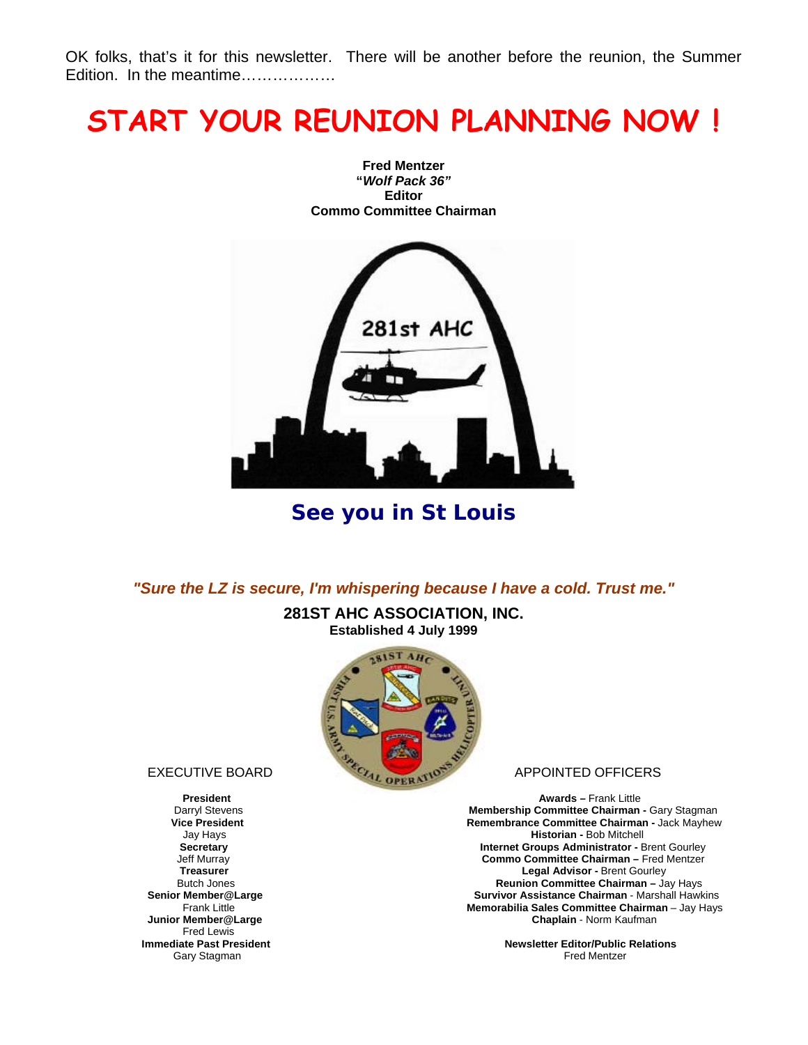OK folks, that's it for this newsletter. There will be another before the reunion, the Summer Edition. In the meantime………………

# START YOUR REUNION PLANNING NOW !

**Fred Mentzer**
**"*Wolf Pack 36*"**
**Editor**
**Commo Committee Chairman**

281st AHC

## See you in St Louis

*"Sure the LZ is secure, I'm whispering because I have a cold. Trust me."*

**281ST AHC ASSOCIATION, INC.**
**Established 4 July 1999**

EXECUTIVE BOARD

**President**
Darryl Stevens
**Vice President**
Jay Hays
**Secretary**
Jeff Murray
**Treasurer**
Butch Jones
**Senior Member@Large**
Frank Little
**Junior Member@Large**
Fred Lewis
**Immediate Past President**
Gary Stagman

APPOINTED OFFICERS

**Awards –** Frank Little
**Membership Committee Chairman -** Gary Stagman
**Remembrance Committee Chairman -** Jack Mayhew
**Historian -** Bob Mitchell
**Internet Groups Administrator -** Brent Gourley
**Commo Committee Chairman –** Fred Mentzer
**Legal Advisor -** Brent Gourley
**Reunion Committee Chairman –** Jay Hays
**Survivor Assistance Chairman** - Marshall Hawkins
**Memorabilia Sales Committee Chairman** – Jay Hays
**Chaplain** - Norm Kaufman

**Newsletter Editor/Public Relations**
Fred Mentzer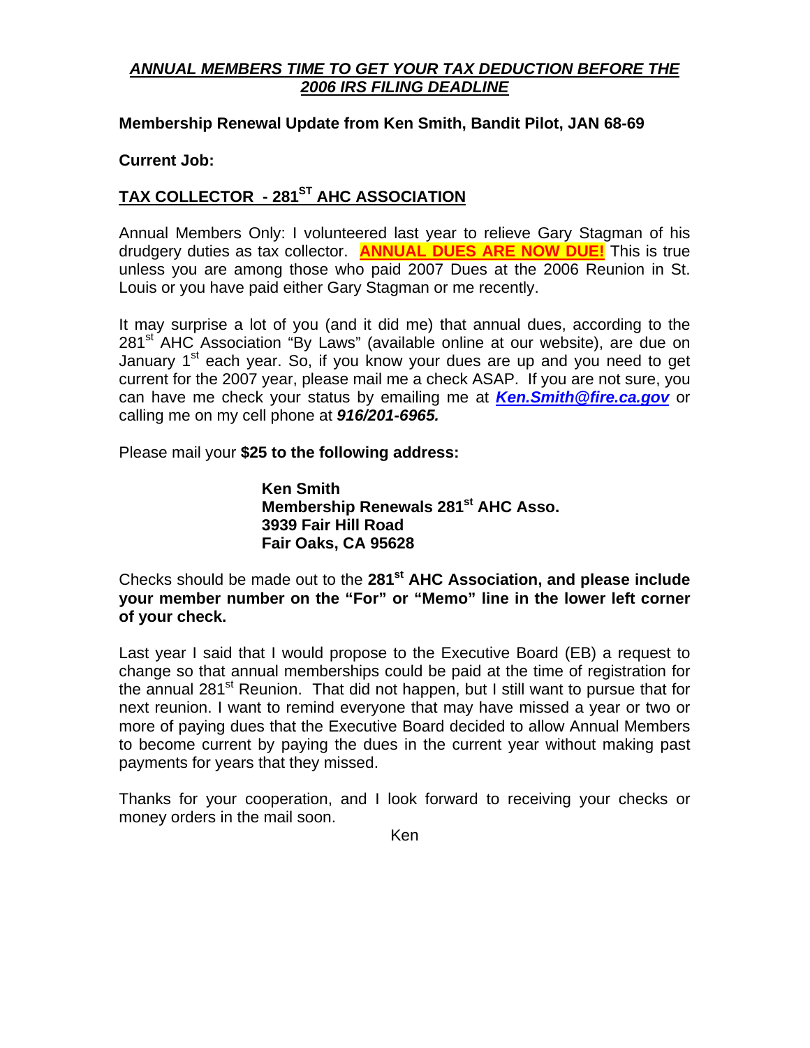## ***ANNUAL MEMBERS TIME TO GET YOUR TAX DEDUCTION BEFORE THE 2006 IRS FILING DEADLINE***

**Membership Renewal Update from Ken Smith, Bandit Pilot, JAN 68-69**

**Current Job:**

## TAX COLLECTOR - 281[ST] AHC ASSOCIATION

Annual Members Only: I volunteered last year to relieve Gary Stagman of his drudgery duties as tax collector. **ANNUAL DUES ARE NOW DUE!** This is true unless you are among those who paid 2007 Dues at the 2006 Reunion in St. Louis or you have paid either Gary Stagman or me recently.

It may surprise a lot of you (and it did me) that annual dues, according to the 281[st] AHC Association "By Laws" (available online at our website), are due on January 1[st] each year. So, if you know your dues are up and you need to get current for the 2007 year, please mail me a check ASAP. If you are not sure, you can have me check your status by emailing me at ***Ken.Smith@fire.ca.gov*** or calling me on my cell phone at ***916/201-6965.***

Please mail your **$25 to the following address:**

**Ken Smith**
**Membership Renewals 281[st] AHC Asso.**
**3939 Fair Hill Road**
**Fair Oaks, CA 95628**

Checks should be made out to the **281[st] AHC Association, and please include your member number on the "For" or "Memo" line in the lower left corner of your check.**

Last year I said that I would propose to the Executive Board (EB) a request to change so that annual memberships could be paid at the time of registration for the annual 281[st] Reunion. That did not happen, but I still want to pursue that for next reunion. I want to remind everyone that may have missed a year or two or more of paying dues that the Executive Board decided to allow Annual Members to become current by paying the dues in the current year without making past payments for years that they missed.

Thanks for your cooperation, and I look forward to receiving your checks or money orders in the mail soon.

Ken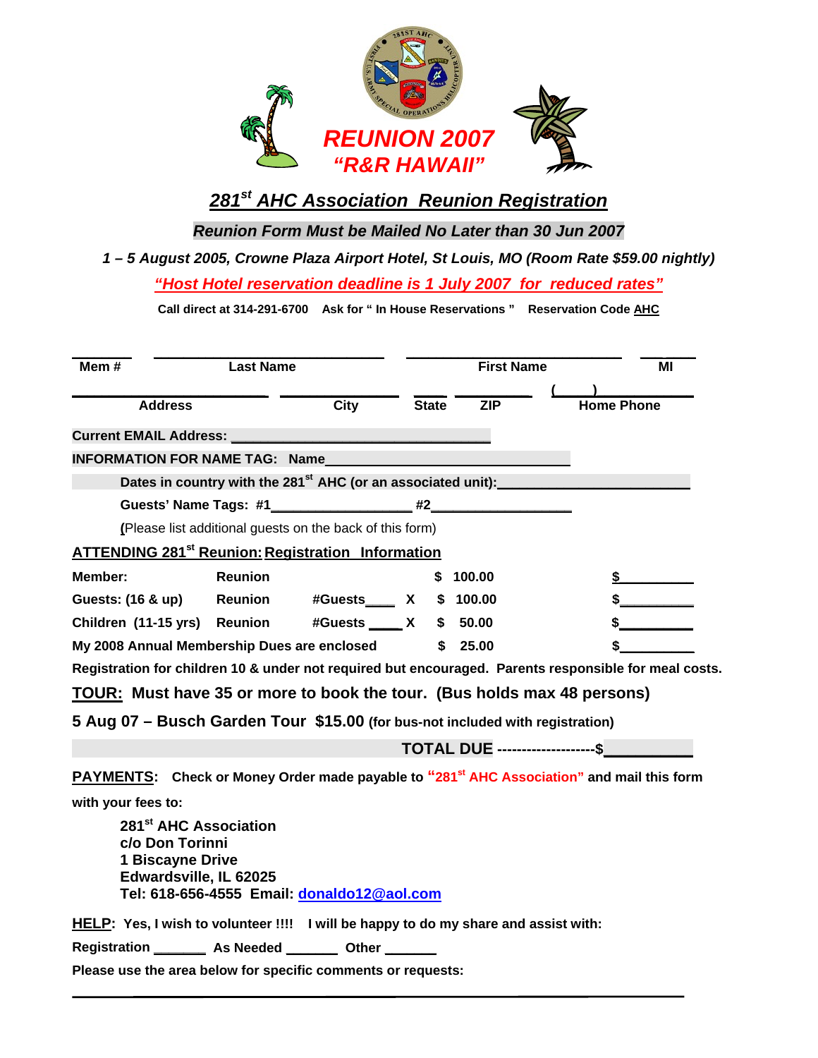# REUNION 2007
## "R&R HAWAII"

## 281st AHC Association Reunion Registration

**Reunion Form Must be Mailed No Later than 30 Jun 2007**

***1 – 5 August 2005, Crowne Plaza Airport Hotel, St Louis, MO (Room Rate $59.00 nightly)***

***"Host Hotel reservation deadline is 1 July 2007 for reduced rates"***

**Call direct at 314-291-6700   Ask for " In House Reservations "   Reservation Code AHC**

**Mem #** ______ **Last Name** ______________________ **First Name** ______________________ **MI** ______

**Address** ______________________ **City** ______________ **State** ____ **ZIP** ________ **Home Phone** (____) ____________

**Current EMAIL Address:** ________________________________

**INFORMATION FOR NAME TAG: Name**________________________________

**Dates in country with the 281st AHC (or an associated unit):**________________________

**Guests' Name Tags: #1**__________________ **#2**__________________

(Please list additional guests on the back of this form)

**ATTENDING 281st Reunion: Registration Information**

| | | | | |
|---|---|---|---|---|
| **Member:** | **Reunion** | | **$ 100.00** | **$**__________ |
| **Guests: (16 & up)** | **Reunion** | **#Guests____ X** | **$ 100.00** | **$**__________ |
| **Children (11-15 yrs)** | **Reunion** | **#Guests ____ X** | **$ 50.00** | **$**__________ |
| **My 2008 Annual Membership Dues are enclosed** | | | **$ 25.00** | **$**__________ |

**Registration for children 10 & under not required but encouraged. Parents responsible for meal costs.**

**TOUR: Must have 35 or more to book the tour. (Bus holds max 48 persons)**

**5 Aug 07 – Busch Garden Tour $15.00** (for bus-not included with registration)

**TOTAL DUE --------------------$**__________

**PAYMENTS: Check or Money Order made payable to "281st AHC Association" and mail this form with your fees to:**

**281st AHC Association**
**c/o Don Torinni**
**1 Biscayne Drive**
**Edwardsville, IL 62025**
**Tel: 618-656-4555 Email: donaldo12@aol.com**

**HELP: Yes, I wish to volunteer !!!! I will be happy to do my share and assist with:**

**Registration** _______ **As Needed** _______ **Other** _______

**Please use the area below for specific comments or requests:**

________________________________________________________________